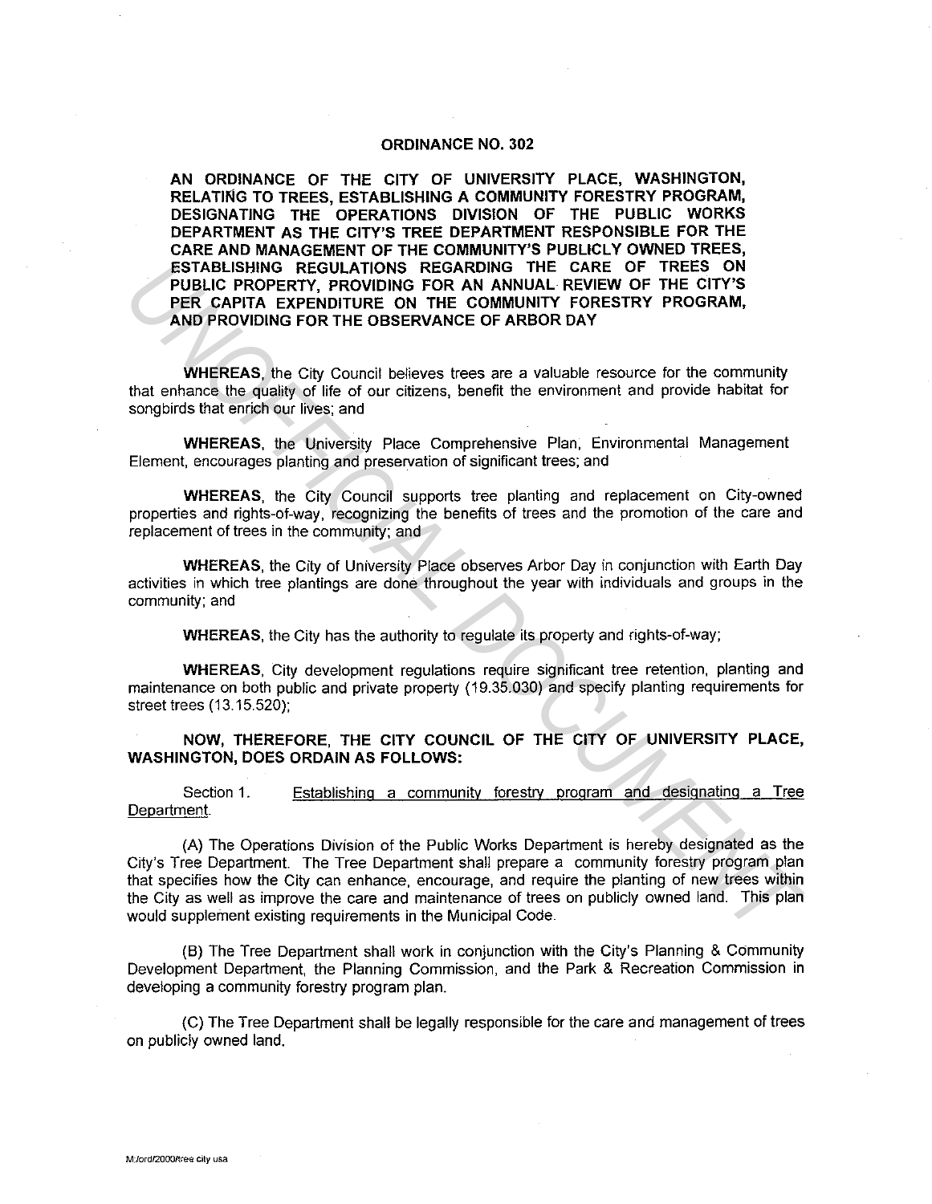**ORDINANCE NO. 302**

**AN ORDINANCE OF THE CITY OF UNIVERSITY PLACE, WASHINGTON, RELATING TO TREES, ESTABLISHING A COMMUNITY FORESTRY PROGRAM, DESIGNATING THE OPERATIONS DIVISION OF THE PUBLIC WORKS DEPARTMENT AS THE CITY'S TREE DEPARTMENT RESPONSIBLE FOR THE CARE AND MANAGEMENT OF THE COMMUNITY'S PUBLICLY OWNED TREES, ESTABLISHING REGULATIONS REGARDING THE CARE OF TREES ON PUBLIC PROPERTY, PROVIDING FOR AN ANNUAL REVIEW OF THE CITY'S PER CAPITA EXPENDITURE ON THE COMMUNITY FORESTRY PROGRAM, AND PROVIDING FOR THE OBSERVANCE OF ARBOR DAY**

**WHEREAS**, the City Council believes trees are a valuable resource for the community that enhance the quality of life of our citizens, benefit the environment and provide habitat for songbirds that enrich our lives; and

**WHEREAS**, the University Place Comprehensive Plan, Environmental Management Element, encourages planting and preservation of significant trees; and

**WHEREAS**, the City Council supports tree planting and replacement on City-owned properties and rights-of-way, recognizing the benefits of trees and the promotion of the care and replacement of trees in the community; and

**WHEREAS**, the City of University Place observes Arbor Day in conjunction with Earth Day activities in which tree plantings are done throughout the year with individuals and groups in the community; and

**WHEREAS**, the City has the authority to regulate its property and rights-of-way;

**WHEREAS**, City development regulations require significant tree retention, planting and maintenance on both public and private property (19.35.030) and specify planting requirements for street trees (13.15.520);

**NOW, THEREFORE, THE CITY COUNCIL OF THE CITY OF UNIVERSITY PLACE, WASHINGTON, DOES ORDAIN AS FOLLOWS:**

Section 1. Establishing a community forestry program and designating a Tree Department.

(A) The Operations Division of the Public Works Department is hereby designated as the City's Tree Department. The Tree Department shall prepare a community forestry program plan that specifies how the City can enhance, encourage, and require the planting of new trees within the City as well as improve the care and maintenance of trees on publicly owned land. This plan would supplement existing requirements in the Municipal Code.

(B) The Tree Department shall work in conjunction with the City's Planning & Community Development Department, the Planning Commission, and the Park & Recreation Commission in developing a community forestry program plan.

(C) The Tree Department shall be legally responsible for the care and management of trees on publicly owned land.

M:/ord/2000/tree city usa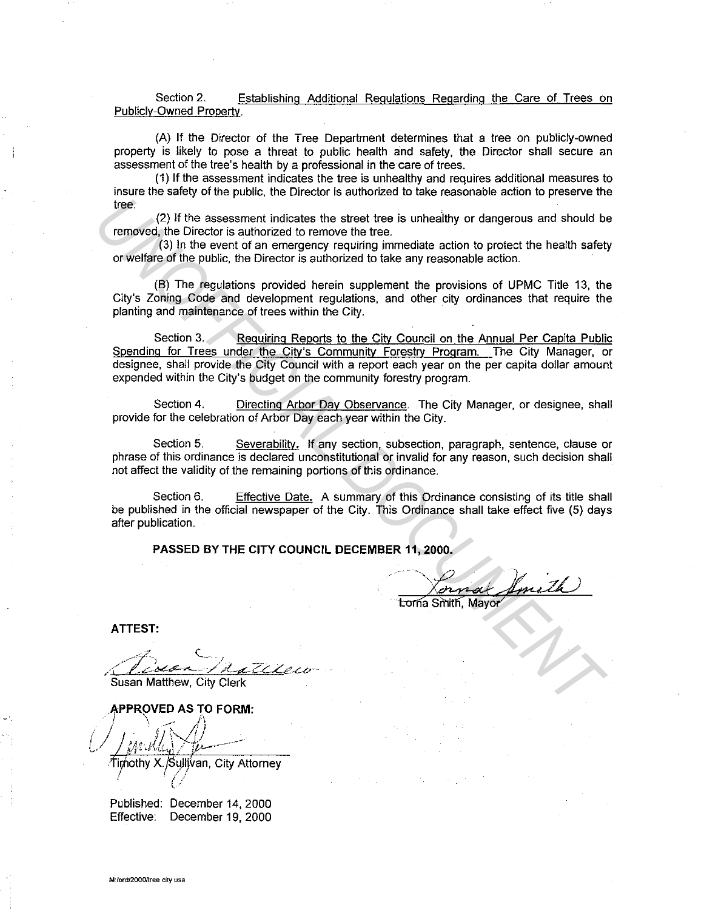Section 2. Establishing Additional Regulations Regarding the Care of Trees on Publicly-Owned Property.

(A) If the Director of the Tree Department determines that a tree on publicly-owned property is likely to pose a threat to public health and safety, the Director shall secure an assessment of the tree's health by a professional in the care of trees.

(1) If the assessment indicates the tree is unhealthy and requires additional measures to insure the safety of the public, the Director is authorized to take reasonable action to preserve the tree.

(2) If the assessment indicates the street tree is unhealthy or dangerous and should be removed, the Director is authorized to remove the tree.

(3) In the event of an emergency requiring immediate action to protect the health safety or welfare of the public, the Director is authorized to take any reasonable action.

(B) The regulations provided herein supplement the provisions of UPMC Title 13, the City's Zoning Code and development regulations, and other city ordinances that require the planting and maintenance of trees within the City.

Section 3. Requiring Reports to the City Council on the Annual Per Capita Public Spending for Trees under the City's Community Forestry Program. The City Manager, or designee, shall provide the City Council with a report each year on the per capita dollar amount expended within the City's budget on the community forestry program.

Section 4. Directing Arbor Day Observance. The City Manager, or designee, shall provide for the celebration of Arbor Day each year within the City.

Section 5. Severability. If any section, subsection, paragraph, sentence, clause or phrase of this ordinance is declared unconstitutional or invalid for any reason, such decision shall not affect the validity of the remaining portions of this ordinance.

Section 6. Effective Date. A summary of this Ordinance consisting of its title shall be published in the official newspaper of the City. This Ordinance shall take effect five (5) days after publication.

**PASSED BY THE CITY COUNCIL DECEMBER 11, 2000.**

Lorna Smith, Mayor

**ATTEST:**

Susan Matthew, City Clerk

**APPROVED AS TO FORM:**

Timothy X. Sullivan, City Attorney

Published: December 14, 2000
Effective: December 19, 2000

M:/ord/2000/tree city usa